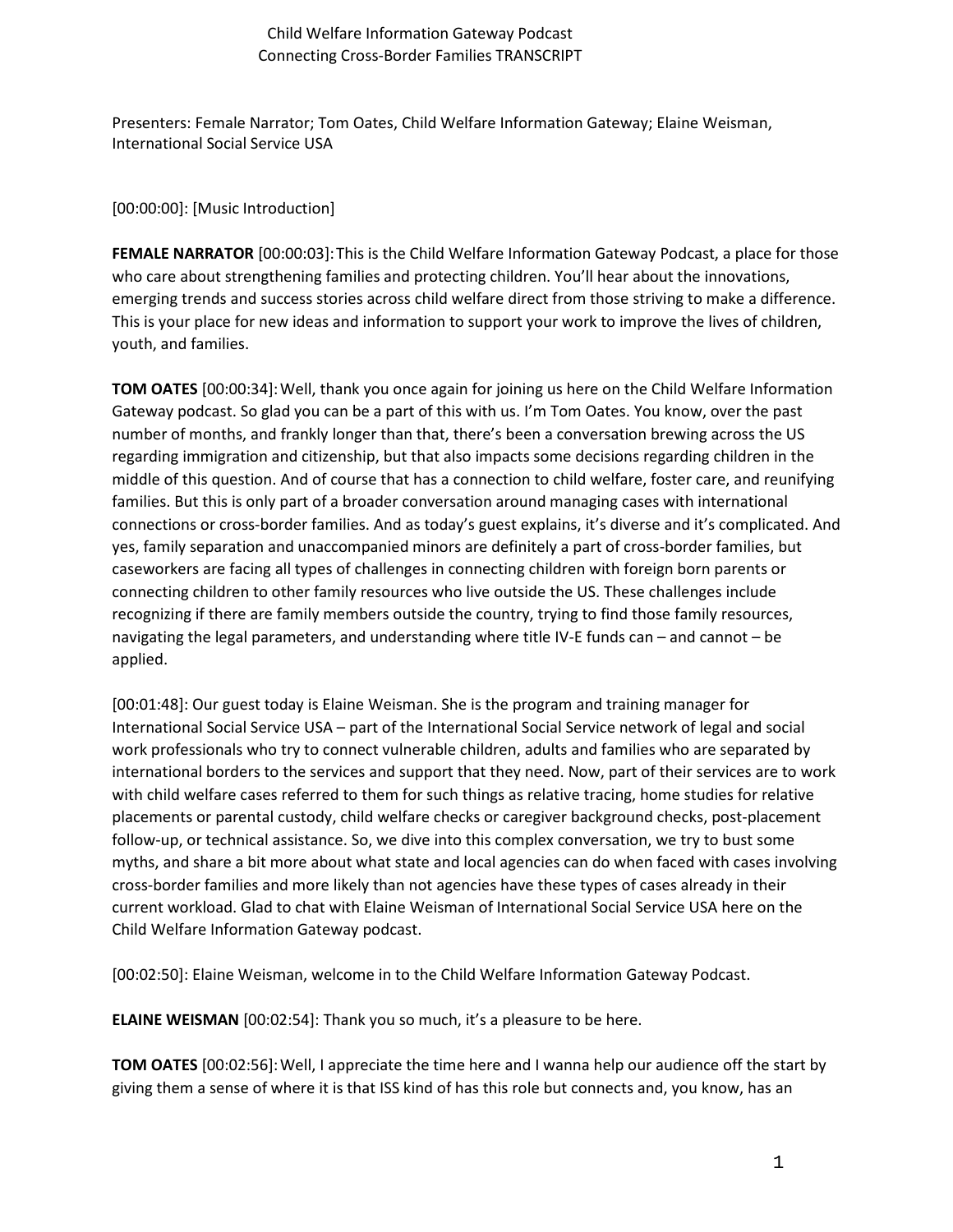Child Welfare Information Gateway Podcast
Connecting Cross-Border Families TRANSCRIPT

Presenters: Female Narrator; Tom Oates, Child Welfare Information Gateway; Elaine Weisman, International Social Service USA

[00:00:00]: [Music Introduction]

**FEMALE NARRATOR** [00:00:03]: This is the Child Welfare Information Gateway Podcast, a place for those who care about strengthening families and protecting children. You'll hear about the innovations, emerging trends and success stories across child welfare direct from those striving to make a difference. This is your place for new ideas and information to support your work to improve the lives of children, youth, and families.

**TOM OATES** [00:00:34]: Well, thank you once again for joining us here on the Child Welfare Information Gateway podcast. So glad you can be a part of this with us. I'm Tom Oates. You know, over the past number of months, and frankly longer than that, there's been a conversation brewing across the US regarding immigration and citizenship, but that also impacts some decisions regarding children in the middle of this question. And of course that has a connection to child welfare, foster care, and reunifying families. But this is only part of a broader conversation around managing cases with international connections or cross-border families. And as today's guest explains, it's diverse and it's complicated. And yes, family separation and unaccompanied minors are definitely a part of cross-border families, but caseworkers are facing all types of challenges in connecting children with foreign born parents or connecting children to other family resources who live outside the US. These challenges include recognizing if there are family members outside the country, trying to find those family resources, navigating the legal parameters, and understanding where title IV-E funds can – and cannot – be applied.

[00:01:48]: Our guest today is Elaine Weisman. She is the program and training manager for International Social Service USA – part of the International Social Service network of legal and social work professionals who try to connect vulnerable children, adults and families who are separated by international borders to the services and support that they need. Now, part of their services are to work with child welfare cases referred to them for such things as relative tracing, home studies for relative placements or parental custody, child welfare checks or caregiver background checks, post-placement follow-up, or technical assistance. So, we dive into this complex conversation, we try to bust some myths, and share a bit more about what state and local agencies can do when faced with cases involving cross-border families and more likely than not agencies have these types of cases already in their current workload. Glad to chat with Elaine Weisman of International Social Service USA here on the Child Welfare Information Gateway podcast.

[00:02:50]: Elaine Weisman, welcome in to the Child Welfare Information Gateway Podcast.

**ELAINE WEISMAN** [00:02:54]: Thank you so much, it's a pleasure to be here.

**TOM OATES** [00:02:56]: Well, I appreciate the time here and I wanna help our audience off the start by giving them a sense of where it is that ISS kind of has this role but connects and, you know, has an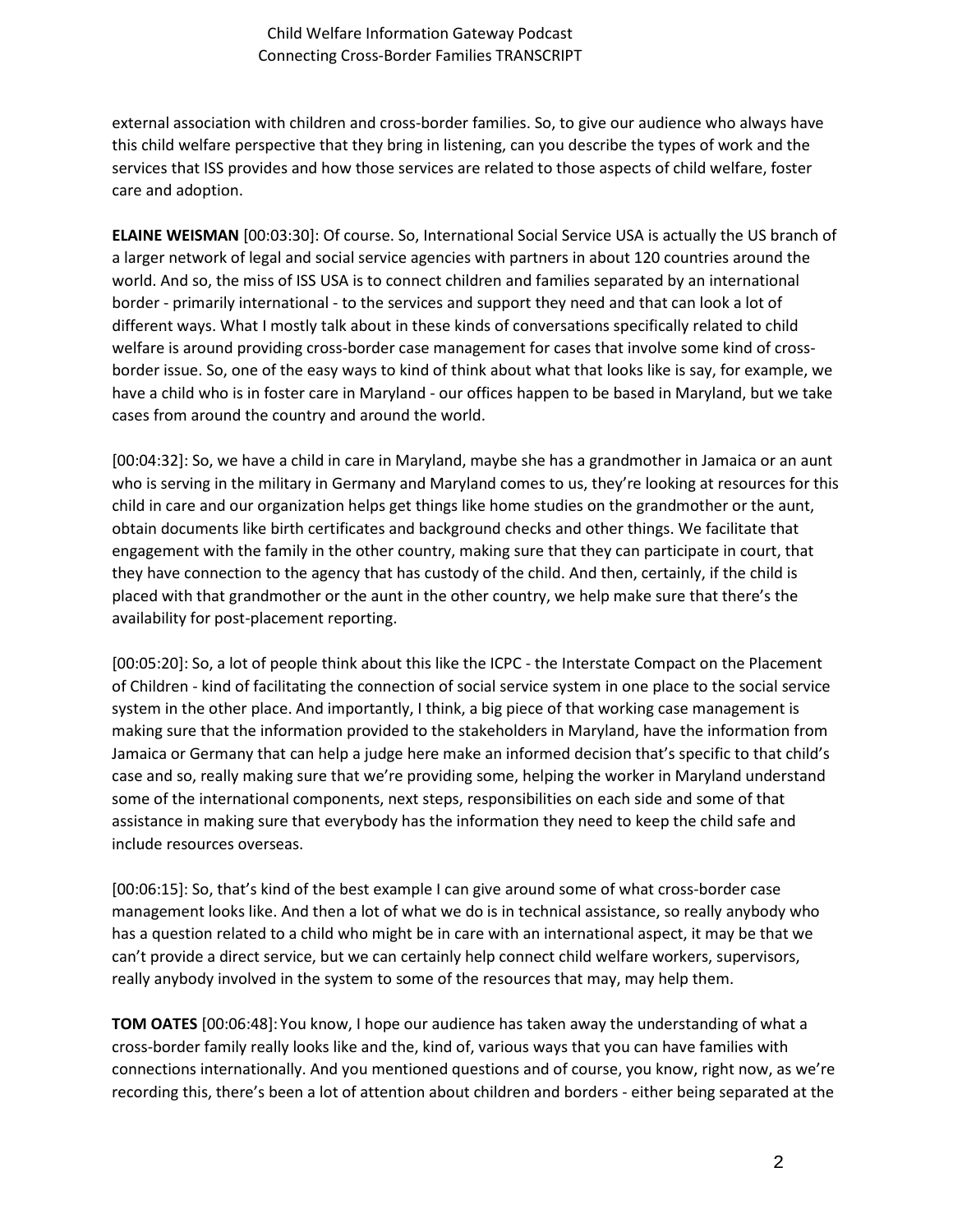external association with children and cross-border families. So, to give our audience who always have this child welfare perspective that they bring in listening, can you describe the types of work and the services that ISS provides and how those services are related to those aspects of child welfare, foster care and adoption.

**ELAINE WEISMAN** [00:03:30]: Of course. So, International Social Service USA is actually the US branch of a larger network of legal and social service agencies with partners in about 120 countries around the world. And so, the miss of ISS USA is to connect children and families separated by an international border - primarily international - to the services and support they need and that can look a lot of different ways. What I mostly talk about in these kinds of conversations specifically related to child welfare is around providing cross-border case management for cases that involve some kind of cross-border issue. So, one of the easy ways to kind of think about what that looks like is say, for example, we have a child who is in foster care in Maryland - our offices happen to be based in Maryland, but we take cases from around the country and around the world.

[00:04:32]: So, we have a child in care in Maryland, maybe she has a grandmother in Jamaica or an aunt who is serving in the military in Germany and Maryland comes to us, they're looking at resources for this child in care and our organization helps get things like home studies on the grandmother or the aunt, obtain documents like birth certificates and background checks and other things. We facilitate that engagement with the family in the other country, making sure that they can participate in court, that they have connection to the agency that has custody of the child. And then, certainly, if the child is placed with that grandmother or the aunt in the other country, we help make sure that there's the availability for post-placement reporting.

[00:05:20]: So, a lot of people think about this like the ICPC - the Interstate Compact on the Placement of Children - kind of facilitating the connection of social service system in one place to the social service system in the other place. And importantly, I think, a big piece of that working case management is making sure that the information provided to the stakeholders in Maryland, have the information from Jamaica or Germany that can help a judge here make an informed decision that's specific to that child's case and so, really making sure that we're providing some, helping the worker in Maryland understand some of the international components, next steps, responsibilities on each side and some of that assistance in making sure that everybody has the information they need to keep the child safe and include resources overseas.

[00:06:15]: So, that's kind of the best example I can give around some of what cross-border case management looks like. And then a lot of what we do is in technical assistance, so really anybody who has a question related to a child who might be in care with an international aspect, it may be that we can't provide a direct service, but we can certainly help connect child welfare workers, supervisors, really anybody involved in the system to some of the resources that may, may help them.

**TOM OATES** [00:06:48]: You know, I hope our audience has taken away the understanding of what a cross-border family really looks like and the, kind of, various ways that you can have families with connections internationally. And you mentioned questions and of course, you know, right now, as we're recording this, there's been a lot of attention about children and borders - either being separated at the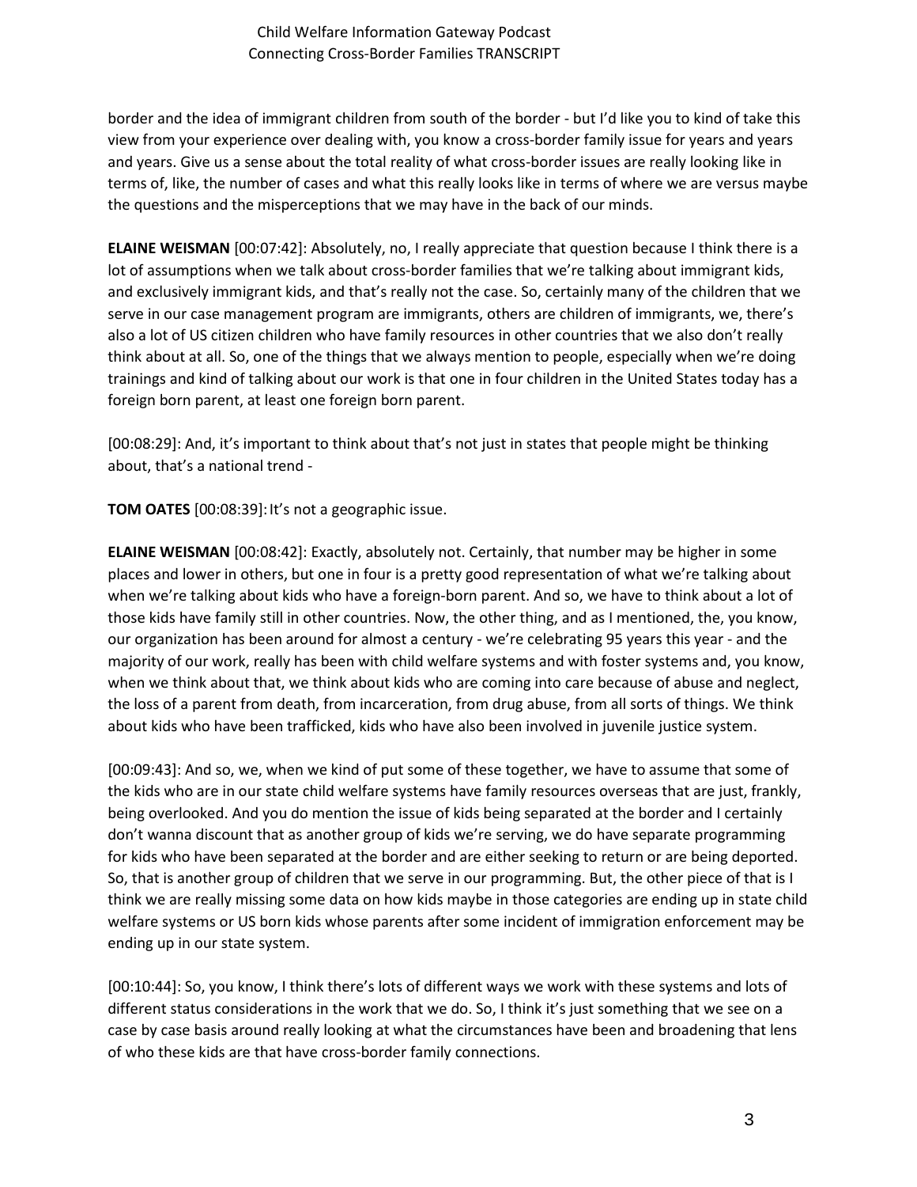border and the idea of immigrant children from south of the border - but I'd like you to kind of take this view from your experience over dealing with, you know a cross-border family issue for years and years and years. Give us a sense about the total reality of what cross-border issues are really looking like in terms of, like, the number of cases and what this really looks like in terms of where we are versus maybe the questions and the misperceptions that we may have in the back of our minds.

**ELAINE WEISMAN** [00:07:42]: Absolutely, no, I really appreciate that question because I think there is a lot of assumptions when we talk about cross-border families that we're talking about immigrant kids, and exclusively immigrant kids, and that's really not the case. So, certainly many of the children that we serve in our case management program are immigrants, others are children of immigrants, we, there's also a lot of US citizen children who have family resources in other countries that we also don't really think about at all. So, one of the things that we always mention to people, especially when we're doing trainings and kind of talking about our work is that one in four children in the United States today has a foreign born parent, at least one foreign born parent.

[00:08:29]: And, it's important to think about that's not just in states that people might be thinking about, that's a national trend -

**TOM OATES** [00:08:39]: It's not a geographic issue.

**ELAINE WEISMAN** [00:08:42]: Exactly, absolutely not. Certainly, that number may be higher in some places and lower in others, but one in four is a pretty good representation of what we're talking about when we're talking about kids who have a foreign-born parent. And so, we have to think about a lot of those kids have family still in other countries. Now, the other thing, and as I mentioned, the, you know, our organization has been around for almost a century - we're celebrating 95 years this year - and the majority of our work, really has been with child welfare systems and with foster systems and, you know, when we think about that, we think about kids who are coming into care because of abuse and neglect, the loss of a parent from death, from incarceration, from drug abuse, from all sorts of things. We think about kids who have been trafficked, kids who have also been involved in juvenile justice system.

[00:09:43]: And so, we, when we kind of put some of these together, we have to assume that some of the kids who are in our state child welfare systems have family resources overseas that are just, frankly, being overlooked. And you do mention the issue of kids being separated at the border and I certainly don't wanna discount that as another group of kids we're serving, we do have separate programming for kids who have been separated at the border and are either seeking to return or are being deported. So, that is another group of children that we serve in our programming. But, the other piece of that is I think we are really missing some data on how kids maybe in those categories are ending up in state child welfare systems or US born kids whose parents after some incident of immigration enforcement may be ending up in our state system.

[00:10:44]: So, you know, I think there's lots of different ways we work with these systems and lots of different status considerations in the work that we do. So, I think it's just something that we see on a case by case basis around really looking at what the circumstances have been and broadening that lens of who these kids are that have cross-border family connections.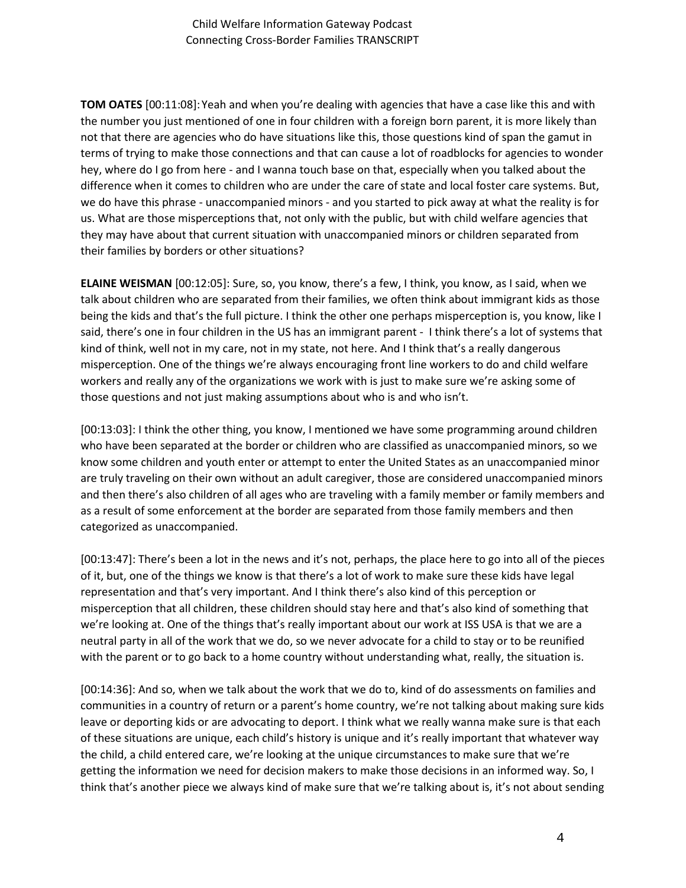**TOM OATES** [00:11:08]: Yeah and when you're dealing with agencies that have a case like this and with the number you just mentioned of one in four children with a foreign born parent, it is more likely than not that there are agencies who do have situations like this, those questions kind of span the gamut in terms of trying to make those connections and that can cause a lot of roadblocks for agencies to wonder hey, where do I go from here - and I wanna touch base on that, especially when you talked about the difference when it comes to children who are under the care of state and local foster care systems. But, we do have this phrase - unaccompanied minors - and you started to pick away at what the reality is for us. What are those misperceptions that, not only with the public, but with child welfare agencies that they may have about that current situation with unaccompanied minors or children separated from their families by borders or other situations?

**ELAINE WEISMAN** [00:12:05]: Sure, so, you know, there's a few, I think, you know, as I said, when we talk about children who are separated from their families, we often think about immigrant kids as those being the kids and that's the full picture. I think the other one perhaps misperception is, you know, like I said, there's one in four children in the US has an immigrant parent - I think there's a lot of systems that kind of think, well not in my care, not in my state, not here. And I think that's a really dangerous misperception. One of the things we're always encouraging front line workers to do and child welfare workers and really any of the organizations we work with is just to make sure we're asking some of those questions and not just making assumptions about who is and who isn't.

[00:13:03]: I think the other thing, you know, I mentioned we have some programming around children who have been separated at the border or children who are classified as unaccompanied minors, so we know some children and youth enter or attempt to enter the United States as an unaccompanied minor are truly traveling on their own without an adult caregiver, those are considered unaccompanied minors and then there's also children of all ages who are traveling with a family member or family members and as a result of some enforcement at the border are separated from those family members and then categorized as unaccompanied.

[00:13:47]: There's been a lot in the news and it's not, perhaps, the place here to go into all of the pieces of it, but, one of the things we know is that there's a lot of work to make sure these kids have legal representation and that's very important. And I think there's also kind of this perception or misperception that all children, these children should stay here and that's also kind of something that we're looking at. One of the things that's really important about our work at ISS USA is that we are a neutral party in all of the work that we do, so we never advocate for a child to stay or to be reunified with the parent or to go back to a home country without understanding what, really, the situation is.

[00:14:36]: And so, when we talk about the work that we do to, kind of do assessments on families and communities in a country of return or a parent's home country, we're not talking about making sure kids leave or deporting kids or are advocating to deport. I think what we really wanna make sure is that each of these situations are unique, each child's history is unique and it's really important that whatever way the child, a child entered care, we're looking at the unique circumstances to make sure that we're getting the information we need for decision makers to make those decisions in an informed way. So, I think that's another piece we always kind of make sure that we're talking about is, it's not about sending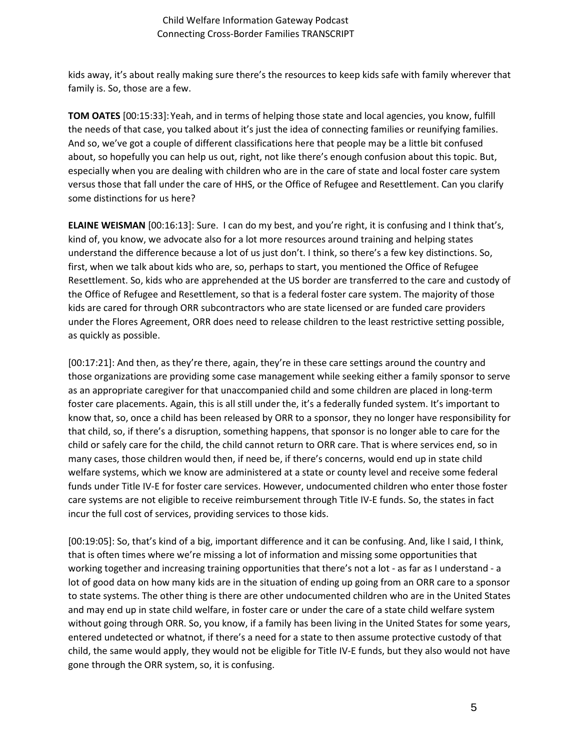kids away, it's about really making sure there's the resources to keep kids safe with family wherever that family is. So, those are a few.

**TOM OATES** [00:15:33]: Yeah, and in terms of helping those state and local agencies, you know, fulfill the needs of that case, you talked about it's just the idea of connecting families or reunifying families. And so, we've got a couple of different classifications here that people may be a little bit confused about, so hopefully you can help us out, right, not like there's enough confusion about this topic. But, especially when you are dealing with children who are in the care of state and local foster care system versus those that fall under the care of HHS, or the Office of Refugee and Resettlement. Can you clarify some distinctions for us here?

**ELAINE WEISMAN** [00:16:13]: Sure. I can do my best, and you're right, it is confusing and I think that's, kind of, you know, we advocate also for a lot more resources around training and helping states understand the difference because a lot of us just don't. I think, so there's a few key distinctions. So, first, when we talk about kids who are, so, perhaps to start, you mentioned the Office of Refugee Resettlement. So, kids who are apprehended at the US border are transferred to the care and custody of the Office of Refugee and Resettlement, so that is a federal foster care system. The majority of those kids are cared for through ORR subcontractors who are state licensed or are funded care providers under the Flores Agreement, ORR does need to release children to the least restrictive setting possible, as quickly as possible.

[00:17:21]: And then, as they're there, again, they're in these care settings around the country and those organizations are providing some case management while seeking either a family sponsor to serve as an appropriate caregiver for that unaccompanied child and some children are placed in long-term foster care placements. Again, this is all still under the, it's a federally funded system. It's important to know that, so, once a child has been released by ORR to a sponsor, they no longer have responsibility for that child, so, if there's a disruption, something happens, that sponsor is no longer able to care for the child or safely care for the child, the child cannot return to ORR care. That is where services end, so in many cases, those children would then, if need be, if there's concerns, would end up in state child welfare systems, which we know are administered at a state or county level and receive some federal funds under Title IV-E for foster care services. However, undocumented children who enter those foster care systems are not eligible to receive reimbursement through Title IV-E funds. So, the states in fact incur the full cost of services, providing services to those kids.

[00:19:05]: So, that's kind of a big, important difference and it can be confusing. And, like I said, I think, that is often times where we're missing a lot of information and missing some opportunities that working together and increasing training opportunities that there's not a lot - as far as I understand - a lot of good data on how many kids are in the situation of ending up going from an ORR care to a sponsor to state systems. The other thing is there are other undocumented children who are in the United States and may end up in state child welfare, in foster care or under the care of a state child welfare system without going through ORR. So, you know, if a family has been living in the United States for some years, entered undetected or whatnot, if there's a need for a state to then assume protective custody of that child, the same would apply, they would not be eligible for Title IV-E funds, but they also would not have gone through the ORR system, so, it is confusing.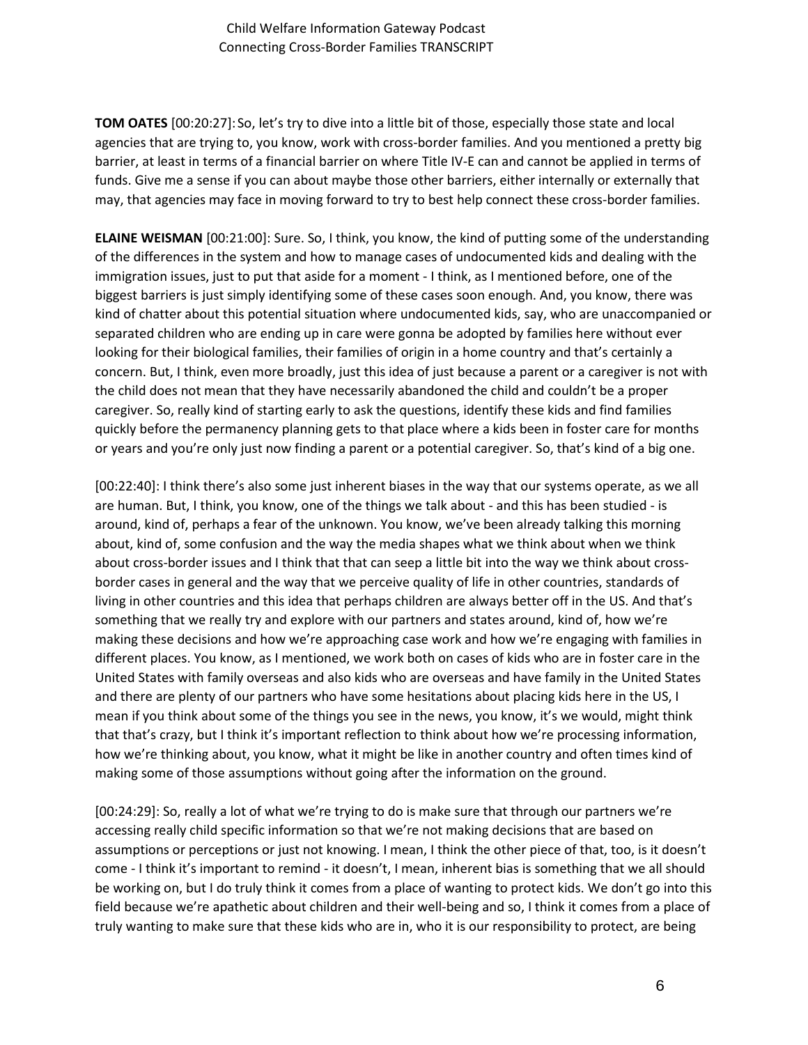**TOM OATES** [00:20:27]: So, let's try to dive into a little bit of those, especially those state and local agencies that are trying to, you know, work with cross-border families. And you mentioned a pretty big barrier, at least in terms of a financial barrier on where Title IV-E can and cannot be applied in terms of funds. Give me a sense if you can about maybe those other barriers, either internally or externally that may, that agencies may face in moving forward to try to best help connect these cross-border families.

**ELAINE WEISMAN** [00:21:00]: Sure. So, I think, you know, the kind of putting some of the understanding of the differences in the system and how to manage cases of undocumented kids and dealing with the immigration issues, just to put that aside for a moment - I think, as I mentioned before, one of the biggest barriers is just simply identifying some of these cases soon enough. And, you know, there was kind of chatter about this potential situation where undocumented kids, say, who are unaccompanied or separated children who are ending up in care were gonna be adopted by families here without ever looking for their biological families, their families of origin in a home country and that's certainly a concern. But, I think, even more broadly, just this idea of just because a parent or a caregiver is not with the child does not mean that they have necessarily abandoned the child and couldn't be a proper caregiver. So, really kind of starting early to ask the questions, identify these kids and find families quickly before the permanency planning gets to that place where a kids been in foster care for months or years and you're only just now finding a parent or a potential caregiver. So, that's kind of a big one.

[00:22:40]: I think there's also some just inherent biases in the way that our systems operate, as we all are human. But, I think, you know, one of the things we talk about - and this has been studied - is around, kind of, perhaps a fear of the unknown. You know, we've been already talking this morning about, kind of, some confusion and the way the media shapes what we think about when we think about cross-border issues and I think that that can seep a little bit into the way we think about cross-border cases in general and the way that we perceive quality of life in other countries, standards of living in other countries and this idea that perhaps children are always better off in the US. And that's something that we really try and explore with our partners and states around, kind of, how we're making these decisions and how we're approaching case work and how we're engaging with families in different places. You know, as I mentioned, we work both on cases of kids who are in foster care in the United States with family overseas and also kids who are overseas and have family in the United States and there are plenty of our partners who have some hesitations about placing kids here in the US, I mean if you think about some of the things you see in the news, you know, it's we would, might think that that's crazy, but I think it's important reflection to think about how we're processing information, how we're thinking about, you know, what it might be like in another country and often times kind of making some of those assumptions without going after the information on the ground.

[00:24:29]: So, really a lot of what we're trying to do is make sure that through our partners we're accessing really child specific information so that we're not making decisions that are based on assumptions or perceptions or just not knowing. I mean, I think the other piece of that, too, is it doesn't come - I think it's important to remind - it doesn't, I mean, inherent bias is something that we all should be working on, but I do truly think it comes from a place of wanting to protect kids. We don't go into this field because we're apathetic about children and their well-being and so, I think it comes from a place of truly wanting to make sure that these kids who are in, who it is our responsibility to protect, are being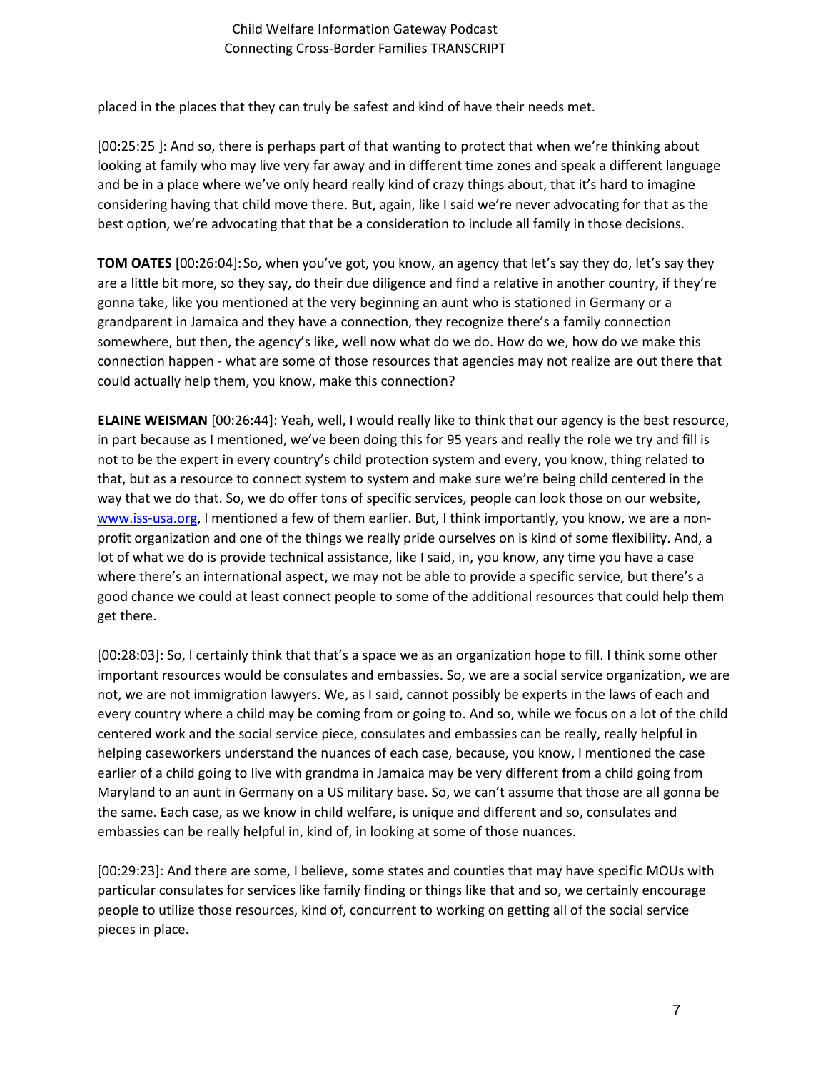placed in the places that they can truly be safest and kind of have their needs met.

[00:25:25 ]: And so, there is perhaps part of that wanting to protect that when we're thinking about looking at family who may live very far away and in different time zones and speak a different language and be in a place where we've only heard really kind of crazy things about, that it's hard to imagine considering having that child move there. But, again, like I said we're never advocating for that as the best option, we're advocating that that be a consideration to include all family in those decisions.

**TOM OATES** [00:26:04]: So, when you've got, you know, an agency that let's say they do, let's say they are a little bit more, so they say, do their due diligence and find a relative in another country, if they're gonna take, like you mentioned at the very beginning an aunt who is stationed in Germany or a grandparent in Jamaica and they have a connection, they recognize there's a family connection somewhere, but then, the agency's like, well now what do we do. How do we, how do we make this connection happen - what are some of those resources that agencies may not realize are out there that could actually help them, you know, make this connection?

**ELAINE WEISMAN** [00:26:44]: Yeah, well, I would really like to think that our agency is the best resource, in part because as I mentioned, we've been doing this for 95 years and really the role we try and fill is not to be the expert in every country's child protection system and every, you know, thing related to that, but as a resource to connect system to system and make sure we're being child centered in the way that we do that. So, we do offer tons of specific services, people can look those on our website, [www.iss-usa.org](http://www.iss-usa.org), I mentioned a few of them earlier. But, I think importantly, you know, we are a non-profit organization and one of the things we really pride ourselves on is kind of some flexibility. And, a lot of what we do is provide technical assistance, like I said, in, you know, any time you have a case where there's an international aspect, we may not be able to provide a specific service, but there's a good chance we could at least connect people to some of the additional resources that could help them get there.

[00:28:03]: So, I certainly think that that's a space we as an organization hope to fill. I think some other important resources would be consulates and embassies. So, we are a social service organization, we are not, we are not immigration lawyers. We, as I said, cannot possibly be experts in the laws of each and every country where a child may be coming from or going to. And so, while we focus on a lot of the child centered work and the social service piece, consulates and embassies can be really, really helpful in helping caseworkers understand the nuances of each case, because, you know, I mentioned the case earlier of a child going to live with grandma in Jamaica may be very different from a child going from Maryland to an aunt in Germany on a US military base. So, we can't assume that those are all gonna be the same. Each case, as we know in child welfare, is unique and different and so, consulates and embassies can be really helpful in, kind of, in looking at some of those nuances.

[00:29:23]: And there are some, I believe, some states and counties that may have specific MOUs with particular consulates for services like family finding or things like that and so, we certainly encourage people to utilize those resources, kind of, concurrent to working on getting all of the social service pieces in place.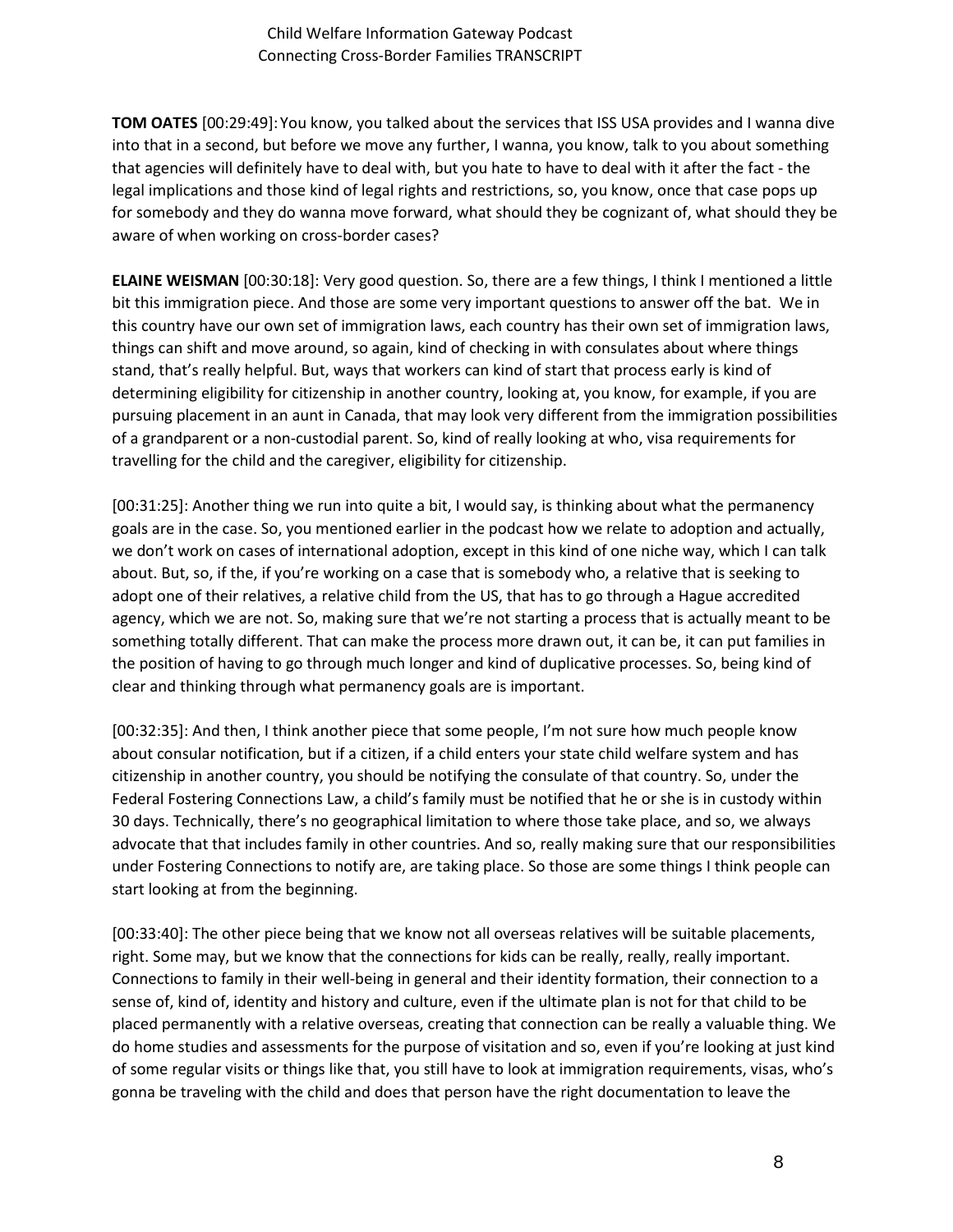**TOM OATES** [00:29:49]: You know, you talked about the services that ISS USA provides and I wanna dive into that in a second, but before we move any further, I wanna, you know, talk to you about something that agencies will definitely have to deal with, but you hate to have to deal with it after the fact - the legal implications and those kind of legal rights and restrictions, so, you know, once that case pops up for somebody and they do wanna move forward, what should they be cognizant of, what should they be aware of when working on cross-border cases?

**ELAINE WEISMAN** [00:30:18]: Very good question. So, there are a few things, I think I mentioned a little bit this immigration piece. And those are some very important questions to answer off the bat. We in this country have our own set of immigration laws, each country has their own set of immigration laws, things can shift and move around, so again, kind of checking in with consulates about where things stand, that's really helpful. But, ways that workers can kind of start that process early is kind of determining eligibility for citizenship in another country, looking at, you know, for example, if you are pursuing placement in an aunt in Canada, that may look very different from the immigration possibilities of a grandparent or a non-custodial parent. So, kind of really looking at who, visa requirements for travelling for the child and the caregiver, eligibility for citizenship.

[00:31:25]: Another thing we run into quite a bit, I would say, is thinking about what the permanency goals are in the case. So, you mentioned earlier in the podcast how we relate to adoption and actually, we don't work on cases of international adoption, except in this kind of one niche way, which I can talk about. But, so, if the, if you're working on a case that is somebody who, a relative that is seeking to adopt one of their relatives, a relative child from the US, that has to go through a Hague accredited agency, which we are not. So, making sure that we're not starting a process that is actually meant to be something totally different. That can make the process more drawn out, it can be, it can put families in the position of having to go through much longer and kind of duplicative processes. So, being kind of clear and thinking through what permanency goals are is important.

[00:32:35]: And then, I think another piece that some people, I'm not sure how much people know about consular notification, but if a citizen, if a child enters your state child welfare system and has citizenship in another country, you should be notifying the consulate of that country. So, under the Federal Fostering Connections Law, a child's family must be notified that he or she is in custody within 30 days. Technically, there's no geographical limitation to where those take place, and so, we always advocate that that includes family in other countries. And so, really making sure that our responsibilities under Fostering Connections to notify are, are taking place. So those are some things I think people can start looking at from the beginning.

[00:33:40]: The other piece being that we know not all overseas relatives will be suitable placements, right. Some may, but we know that the connections for kids can be really, really, really important. Connections to family in their well-being in general and their identity formation, their connection to a sense of, kind of, identity and history and culture, even if the ultimate plan is not for that child to be placed permanently with a relative overseas, creating that connection can be really a valuable thing. We do home studies and assessments for the purpose of visitation and so, even if you're looking at just kind of some regular visits or things like that, you still have to look at immigration requirements, visas, who's gonna be traveling with the child and does that person have the right documentation to leave the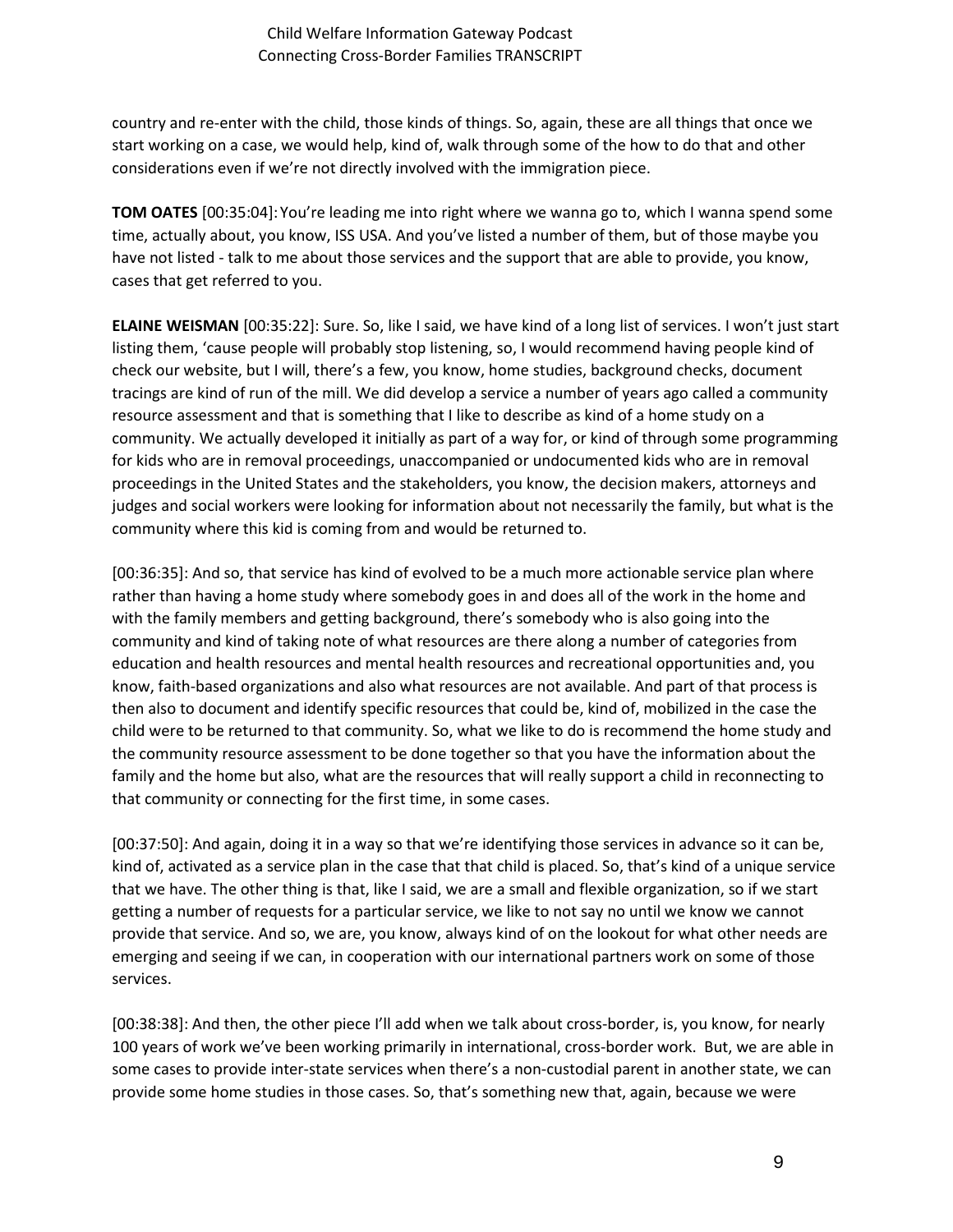country and re-enter with the child, those kinds of things. So, again, these are all things that once we start working on a case, we would help, kind of, walk through some of the how to do that and other considerations even if we're not directly involved with the immigration piece.

**TOM OATES** [00:35:04]: You're leading me into right where we wanna go to, which I wanna spend some time, actually about, you know, ISS USA. And you've listed a number of them, but of those maybe you have not listed - talk to me about those services and the support that are able to provide, you know, cases that get referred to you.

**ELAINE WEISMAN** [00:35:22]: Sure. So, like I said, we have kind of a long list of services. I won't just start listing them, 'cause people will probably stop listening, so, I would recommend having people kind of check our website, but I will, there's a few, you know, home studies, background checks, document tracings are kind of run of the mill. We did develop a service a number of years ago called a community resource assessment and that is something that I like to describe as kind of a home study on a community. We actually developed it initially as part of a way for, or kind of through some programming for kids who are in removal proceedings, unaccompanied or undocumented kids who are in removal proceedings in the United States and the stakeholders, you know, the decision makers, attorneys and judges and social workers were looking for information about not necessarily the family, but what is the community where this kid is coming from and would be returned to.

[00:36:35]: And so, that service has kind of evolved to be a much more actionable service plan where rather than having a home study where somebody goes in and does all of the work in the home and with the family members and getting background, there's somebody who is also going into the community and kind of taking note of what resources are there along a number of categories from education and health resources and mental health resources and recreational opportunities and, you know, faith-based organizations and also what resources are not available. And part of that process is then also to document and identify specific resources that could be, kind of, mobilized in the case the child were to be returned to that community. So, what we like to do is recommend the home study and the community resource assessment to be done together so that you have the information about the family and the home but also, what are the resources that will really support a child in reconnecting to that community or connecting for the first time, in some cases.

[00:37:50]: And again, doing it in a way so that we're identifying those services in advance so it can be, kind of, activated as a service plan in the case that that child is placed. So, that's kind of a unique service that we have. The other thing is that, like I said, we are a small and flexible organization, so if we start getting a number of requests for a particular service, we like to not say no until we know we cannot provide that service. And so, we are, you know, always kind of on the lookout for what other needs are emerging and seeing if we can, in cooperation with our international partners work on some of those services.

[00:38:38]: And then, the other piece I'll add when we talk about cross-border, is, you know, for nearly 100 years of work we've been working primarily in international, cross-border work. But, we are able in some cases to provide inter-state services when there's a non-custodial parent in another state, we can provide some home studies in those cases. So, that's something new that, again, because we were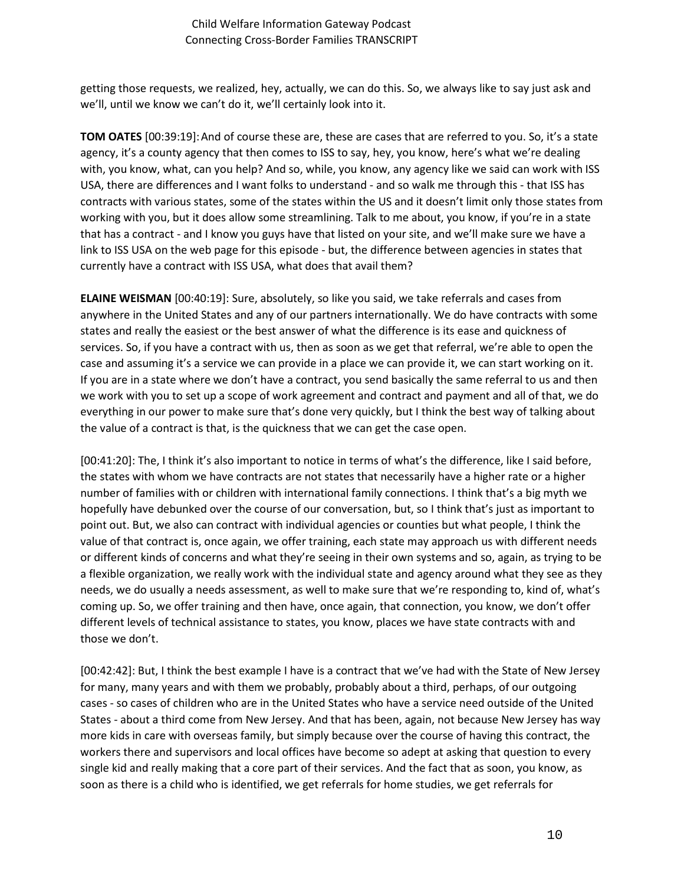getting those requests, we realized, hey, actually, we can do this. So, we always like to say just ask and we'll, until we know we can't do it, we'll certainly look into it.

**TOM OATES** [00:39:19]: And of course these are, these are cases that are referred to you. So, it's a state agency, it's a county agency that then comes to ISS to say, hey, you know, here's what we're dealing with, you know, what, can you help? And so, while, you know, any agency like we said can work with ISS USA, there are differences and I want folks to understand - and so walk me through this - that ISS has contracts with various states, some of the states within the US and it doesn't limit only those states from working with you, but it does allow some streamlining. Talk to me about, you know, if you're in a state that has a contract - and I know you guys have that listed on your site, and we'll make sure we have a link to ISS USA on the web page for this episode - but, the difference between agencies in states that currently have a contract with ISS USA, what does that avail them?

**ELAINE WEISMAN** [00:40:19]: Sure, absolutely, so like you said, we take referrals and cases from anywhere in the United States and any of our partners internationally. We do have contracts with some states and really the easiest or the best answer of what the difference is its ease and quickness of services. So, if you have a contract with us, then as soon as we get that referral, we're able to open the case and assuming it's a service we can provide in a place we can provide it, we can start working on it. If you are in a state where we don't have a contract, you send basically the same referral to us and then we work with you to set up a scope of work agreement and contract and payment and all of that, we do everything in our power to make sure that's done very quickly, but I think the best way of talking about the value of a contract is that, is the quickness that we can get the case open.

[00:41:20]: The, I think it's also important to notice in terms of what's the difference, like I said before, the states with whom we have contracts are not states that necessarily have a higher rate or a higher number of families with or children with international family connections. I think that's a big myth we hopefully have debunked over the course of our conversation, but, so I think that's just as important to point out. But, we also can contract with individual agencies or counties but what people, I think the value of that contract is, once again, we offer training, each state may approach us with different needs or different kinds of concerns and what they're seeing in their own systems and so, again, as trying to be a flexible organization, we really work with the individual state and agency around what they see as they needs, we do usually a needs assessment, as well to make sure that we're responding to, kind of, what's coming up. So, we offer training and then have, once again, that connection, you know, we don't offer different levels of technical assistance to states, you know, places we have state contracts with and those we don't.

[00:42:42]: But, I think the best example I have is a contract that we've had with the State of New Jersey for many, many years and with them we probably, probably about a third, perhaps, of our outgoing cases - so cases of children who are in the United States who have a service need outside of the United States - about a third come from New Jersey. And that has been, again, not because New Jersey has way more kids in care with overseas family, but simply because over the course of having this contract, the workers there and supervisors and local offices have become so adept at asking that question to every single kid and really making that a core part of their services. And the fact that as soon, you know, as soon as there is a child who is identified, we get referrals for home studies, we get referrals for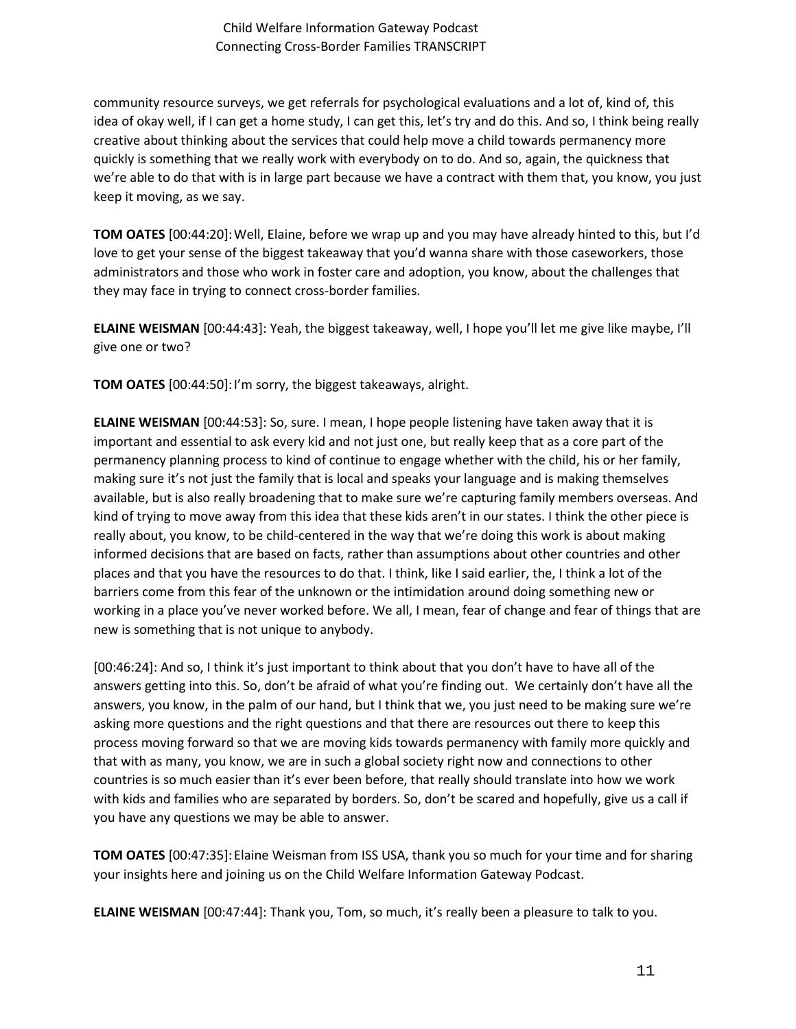community resource surveys, we get referrals for psychological evaluations and a lot of, kind of, this idea of okay well, if I can get a home study, I can get this, let's try and do this. And so, I think being really creative about thinking about the services that could help move a child towards permanency more quickly is something that we really work with everybody on to do. And so, again, the quickness that we're able to do that with is in large part because we have a contract with them that, you know, you just keep it moving, as we say.

**TOM OATES** [00:44:20]: Well, Elaine, before we wrap up and you may have already hinted to this, but I'd love to get your sense of the biggest takeaway that you'd wanna share with those caseworkers, those administrators and those who work in foster care and adoption, you know, about the challenges that they may face in trying to connect cross-border families.

**ELAINE WEISMAN** [00:44:43]: Yeah, the biggest takeaway, well, I hope you'll let me give like maybe, I'll give one or two?

**TOM OATES** [00:44:50]: I'm sorry, the biggest takeaways, alright.

**ELAINE WEISMAN** [00:44:53]: So, sure. I mean, I hope people listening have taken away that it is important and essential to ask every kid and not just one, but really keep that as a core part of the permanency planning process to kind of continue to engage whether with the child, his or her family, making sure it's not just the family that is local and speaks your language and is making themselves available, but is also really broadening that to make sure we're capturing family members overseas. And kind of trying to move away from this idea that these kids aren't in our states. I think the other piece is really about, you know, to be child-centered in the way that we're doing this work is about making informed decisions that are based on facts, rather than assumptions about other countries and other places and that you have the resources to do that. I think, like I said earlier, the, I think a lot of the barriers come from this fear of the unknown or the intimidation around doing something new or working in a place you've never worked before. We all, I mean, fear of change and fear of things that are new is something that is not unique to anybody.

[00:46:24]: And so, I think it's just important to think about that you don't have to have all of the answers getting into this. So, don't be afraid of what you're finding out. We certainly don't have all the answers, you know, in the palm of our hand, but I think that we, you just need to be making sure we're asking more questions and the right questions and that there are resources out there to keep this process moving forward so that we are moving kids towards permanency with family more quickly and that with as many, you know, we are in such a global society right now and connections to other countries is so much easier than it's ever been before, that really should translate into how we work with kids and families who are separated by borders. So, don't be scared and hopefully, give us a call if you have any questions we may be able to answer.

**TOM OATES** [00:47:35]: Elaine Weisman from ISS USA, thank you so much for your time and for sharing your insights here and joining us on the Child Welfare Information Gateway Podcast.

**ELAINE WEISMAN** [00:47:44]: Thank you, Tom, so much, it's really been a pleasure to talk to you.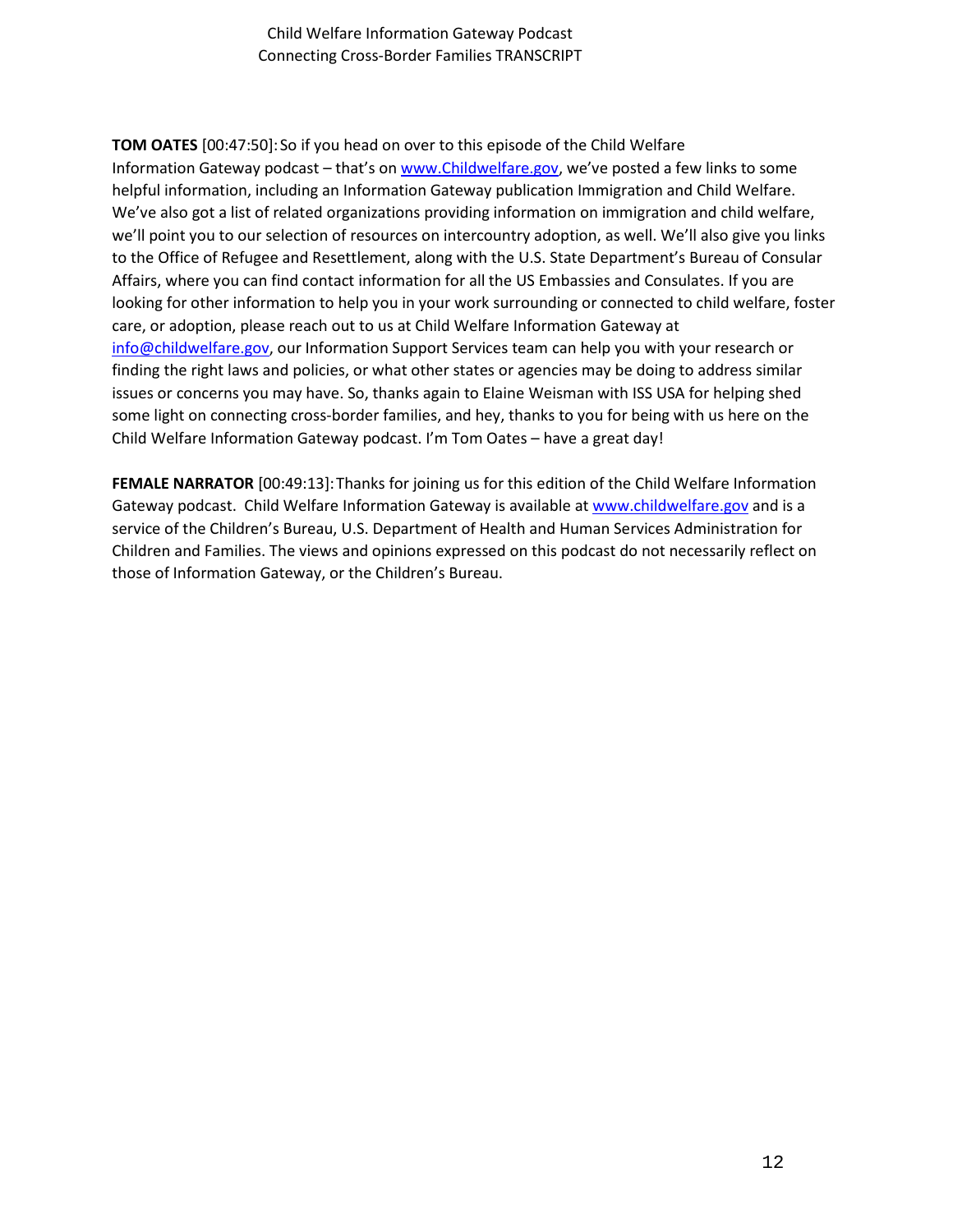**TOM OATES** [00:47:50]: So if you head on over to this episode of the Child Welfare Information Gateway podcast – that's on www.Childwelfare.gov, we've posted a few links to some helpful information, including an Information Gateway publication Immigration and Child Welfare. We've also got a list of related organizations providing information on immigration and child welfare, we'll point you to our selection of resources on intercountry adoption, as well. We'll also give you links to the Office of Refugee and Resettlement, along with the U.S. State Department's Bureau of Consular Affairs, where you can find contact information for all the US Embassies and Consulates. If you are looking for other information to help you in your work surrounding or connected to child welfare, foster care, or adoption, please reach out to us at Child Welfare Information Gateway at info@childwelfare.gov, our Information Support Services team can help you with your research or finding the right laws and policies, or what other states or agencies may be doing to address similar issues or concerns you may have. So, thanks again to Elaine Weisman with ISS USA for helping shed some light on connecting cross-border families, and hey, thanks to you for being with us here on the Child Welfare Information Gateway podcast. I'm Tom Oates – have a great day!

**FEMALE NARRATOR** [00:49:13]: Thanks for joining us for this edition of the Child Welfare Information Gateway podcast. Child Welfare Information Gateway is available at www.childwelfare.gov and is a service of the Children's Bureau, U.S. Department of Health and Human Services Administration for Children and Families. The views and opinions expressed on this podcast do not necessarily reflect on those of Information Gateway, or the Children's Bureau.